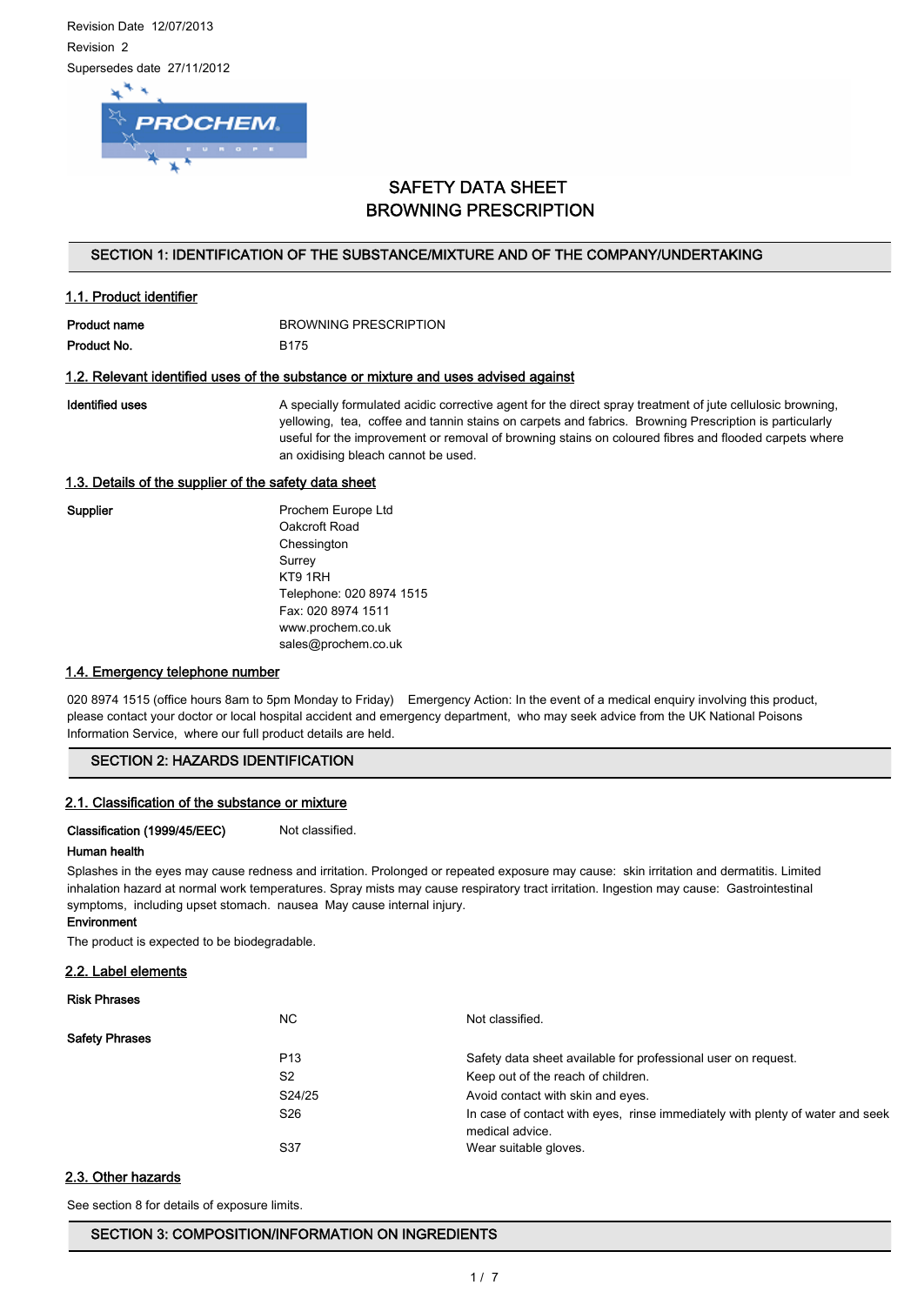Revision Date 12/07/2013

Revision 2

Supersedes date 27/11/2012

# SAFETY DATA SHEET
# BROWNING PRESCRIPTION

## SECTION 1: IDENTIFICATION OF THE SUBSTANCE/MIXTURE AND OF THE COMPANY/UNDERTAKING

### 1.1. Product identifier

**Product name** BROWNING PRESCRIPTION

**Product No.** B175

### 1.2. Relevant identified uses of the substance or mixture and uses advised against

**Identified uses** A specially formulated acidic corrective agent for the direct spray treatment of jute cellulosic browning, yellowing, tea, coffee and tannin stains on carpets and fabrics. Browning Prescription is particularly useful for the improvement or removal of browning stains on coloured fibres and flooded carpets where an oxidising bleach cannot be used.

### 1.3. Details of the supplier of the safety data sheet

**Supplier**

Prochem Europe Ltd
Oakcroft Road
Chessington
Surrey
KT9 1RH
Telephone: 020 8974 1515
Fax: 020 8974 1511
www.prochem.co.uk
sales@prochem.co.uk

### 1.4. Emergency telephone number

020 8974 1515 (office hours 8am to 5pm Monday to Friday) Emergency Action: In the event of a medical enquiry involving this product, please contact your doctor or local hospital accident and emergency department, who may seek advice from the UK National Poisons Information Service, where our full product details are held.

## SECTION 2: HAZARDS IDENTIFICATION

### 2.1. Classification of the substance or mixture

**Classification (1999/45/EEC)** Not classified.

**Human health**

Splashes in the eyes may cause redness and irritation. Prolonged or repeated exposure may cause: skin irritation and dermatitis. Limited inhalation hazard at normal work temperatures. Spray mists may cause respiratory tract irritation. Ingestion may cause: Gastrointestinal symptoms, including upset stomach. nausea May cause internal injury.

**Environment**

The product is expected to be biodegradable.

### 2.2. Label elements

**Risk Phrases**

| | |
|---|---|
| NC | Not classified. |

**Safety Phrases**

| | |
|---|---|
| P13 | Safety data sheet available for professional user on request. |
| S2 | Keep out of the reach of children. |
| S24/25 | Avoid contact with skin and eyes. |
| S26 | In case of contact with eyes, rinse immediately with plenty of water and seek medical advice. |
| S37 | Wear suitable gloves. |

### 2.3. Other hazards

See section 8 for details of exposure limits.

## SECTION 3: COMPOSITION/INFORMATION ON INGREDIENTS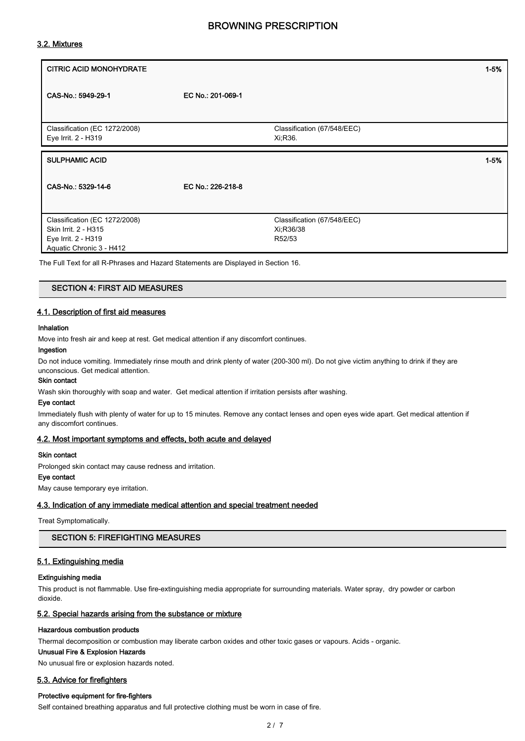### 3.2. Mixtures

| CITRIC ACID MONOHYDRATE | | 1-5% |
|---|---|---|
| CAS-No.: 5949-29-1 | EC No.: 201-069-1 | |
| Classification (EC 1272/2008)<br>Eye Irrit. 2 - H319 | Classification (67/548/EEC)<br>Xi;R36. | |

| SULPHAMIC ACID | | 1-5% |
|---|---|---|
| CAS-No.: 5329-14-6 | EC No.: 226-218-8 | |
| Classification (EC 1272/2008)<br>Skin Irrit. 2 - H315<br>Eye Irrit. 2 - H319<br>Aquatic Chronic 3 - H412 | Classification (67/548/EEC)<br>Xi;R36/38<br>R52/53 | |

The Full Text for all R-Phrases and Hazard Statements are Displayed in Section 16.

## SECTION 4: FIRST AID MEASURES

### 4.1. Description of first aid measures

**Inhalation**

Move into fresh air and keep at rest. Get medical attention if any discomfort continues.

**Ingestion**

Do not induce vomiting. Immediately rinse mouth and drink plenty of water (200-300 ml). Do not give victim anything to drink if they are unconscious. Get medical attention.

**Skin contact**

Wash skin thoroughly with soap and water. Get medical attention if irritation persists after washing.

**Eye contact**

Immediately flush with plenty of water for up to 15 minutes. Remove any contact lenses and open eyes wide apart. Get medical attention if any discomfort continues.

### 4.2. Most important symptoms and effects, both acute and delayed

**Skin contact**

Prolonged skin contact may cause redness and irritation.

**Eye contact**

May cause temporary eye irritation.

### 4.3. Indication of any immediate medical attention and special treatment needed

Treat Symptomatically.

## SECTION 5: FIREFIGHTING MEASURES

### 5.1. Extinguishing media

**Extinguishing media**

This product is not flammable. Use fire-extinguishing media appropriate for surrounding materials. Water spray, dry powder or carbon dioxide.

### 5.2. Special hazards arising from the substance or mixture

**Hazardous combustion products**

Thermal decomposition or combustion may liberate carbon oxides and other toxic gases or vapours. Acids - organic.

**Unusual Fire & Explosion Hazards**

No unusual fire or explosion hazards noted.

### 5.3. Advice for firefighters

**Protective equipment for fire-fighters**

Self contained breathing apparatus and full protective clothing must be worn in case of fire.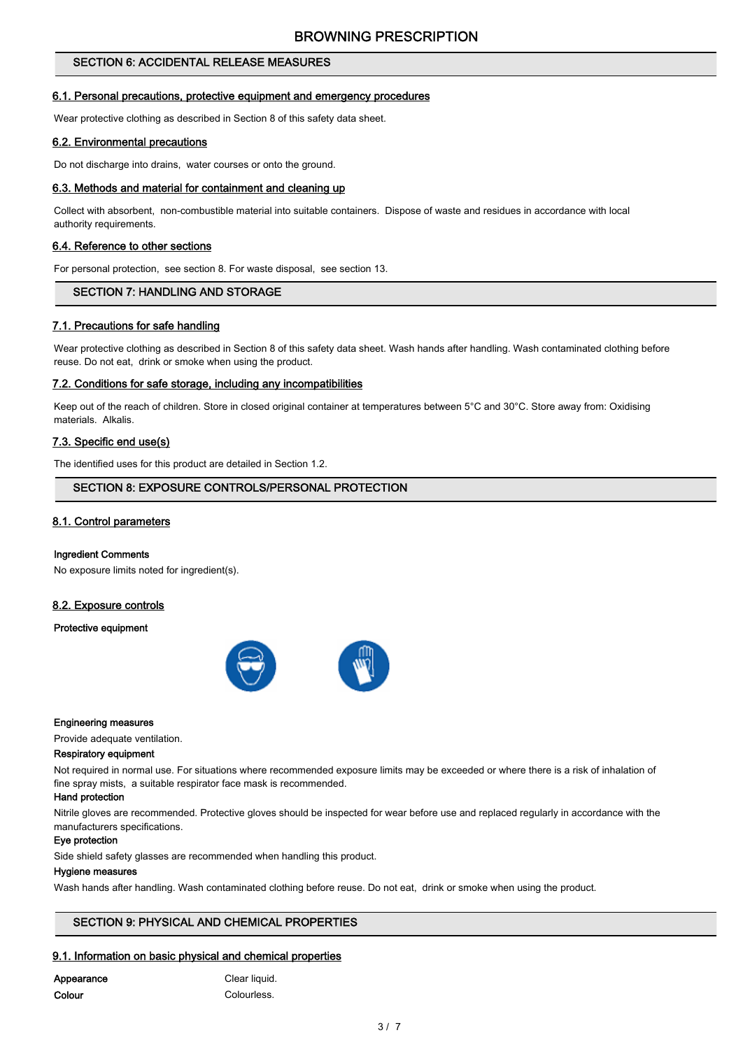## SECTION 6: ACCIDENTAL RELEASE MEASURES

### 6.1. Personal precautions, protective equipment and emergency procedures

Wear protective clothing as described in Section 8 of this safety data sheet.

### 6.2. Environmental precautions

Do not discharge into drains, water courses or onto the ground.

### 6.3. Methods and material for containment and cleaning up

Collect with absorbent, non-combustible material into suitable containers. Dispose of waste and residues in accordance with local authority requirements.

### 6.4. Reference to other sections

For personal protection, see section 8. For waste disposal, see section 13.

## SECTION 7: HANDLING AND STORAGE

### 7.1. Precautions for safe handling

Wear protective clothing as described in Section 8 of this safety data sheet. Wash hands after handling. Wash contaminated clothing before reuse. Do not eat, drink or smoke when using the product.

### 7.2. Conditions for safe storage, including any incompatibilities

Keep out of the reach of children. Store in closed original container at temperatures between 5°C and 30°C. Store away from: Oxidising materials. Alkalis.

### 7.3. Specific end use(s)

The identified uses for this product are detailed in Section 1.2.

## SECTION 8: EXPOSURE CONTROLS/PERSONAL PROTECTION

### 8.1. Control parameters

**Ingredient Comments**

No exposure limits noted for ingredient(s).

### 8.2. Exposure controls

**Protective equipment**

**Engineering measures**

Provide adequate ventilation.

**Respiratory equipment**

Not required in normal use. For situations where recommended exposure limits may be exceeded or where there is a risk of inhalation of fine spray mists, a suitable respirator face mask is recommended.

**Hand protection**

Nitrile gloves are recommended. Protective gloves should be inspected for wear before use and replaced regularly in accordance with the manufacturers specifications.

**Eye protection**

Side shield safety glasses are recommended when handling this product.

**Hygiene measures**

Wash hands after handling. Wash contaminated clothing before reuse. Do not eat, drink or smoke when using the product.

## SECTION 9: PHYSICAL AND CHEMICAL PROPERTIES

### 9.1. Information on basic physical and chemical properties

| | |
|---|---|
| **Appearance** | Clear liquid. |
| **Colour** | Colourless. |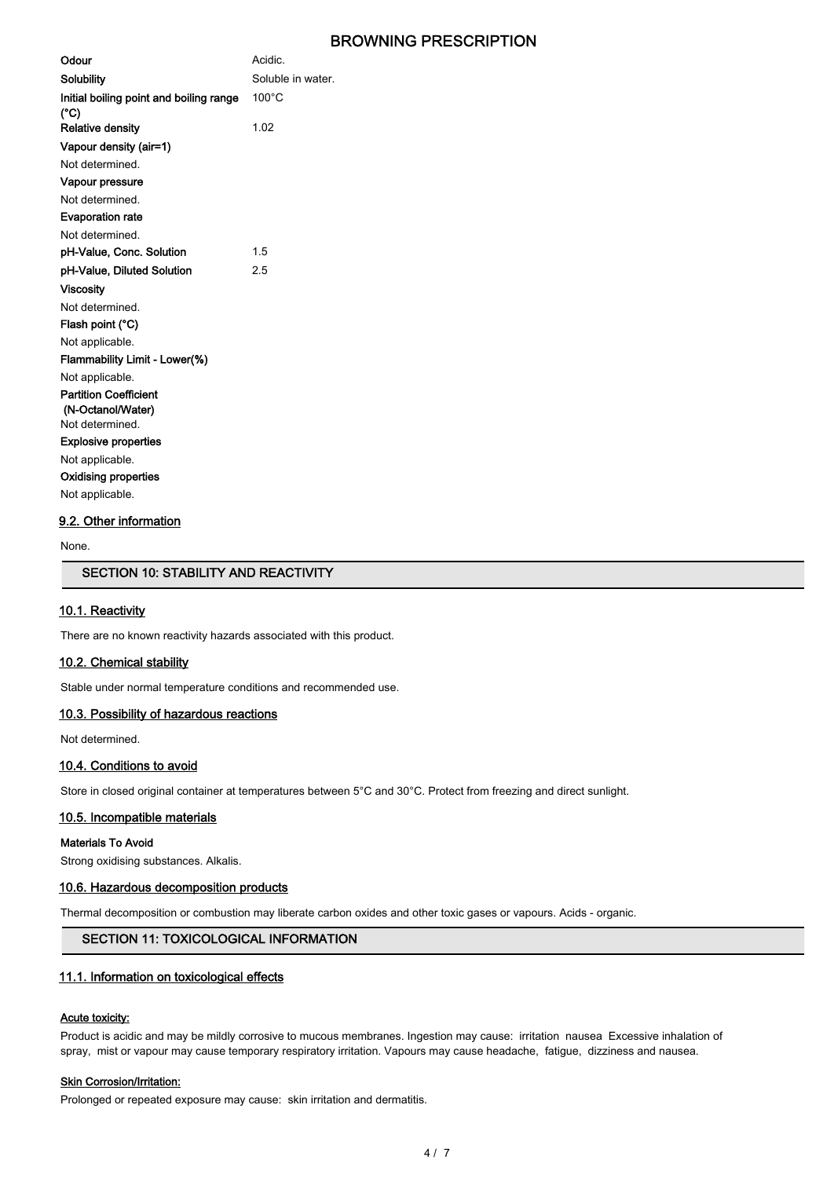| | |
|---|---|
| **Odour** | Acidic. |
| **Solubility** | Soluble in water. |
| **Initial boiling point and boiling range (°C)** | 100°C |
| **Relative density** | 1.02 |

**Vapour density (air=1)**

Not determined.

**Vapour pressure**

Not determined.

**Evaporation rate**

Not determined.

| | |
|---|---|
| **pH-Value, Conc. Solution** | 1.5 |
| **pH-Value, Diluted Solution** | 2.5 |

**Viscosity**

Not determined.

**Flash point (°C)**

Not applicable.

**Flammability Limit - Lower(%)**

Not applicable.

**Partition Coefficient (N-Octanol/Water)**

Not determined.

**Explosive properties**

Not applicable.

**Oxidising properties**

Not applicable.

### 9.2. Other information

None.

## SECTION 10: STABILITY AND REACTIVITY

### 10.1. Reactivity

There are no known reactivity hazards associated with this product.

### 10.2. Chemical stability

Stable under normal temperature conditions and recommended use.

### 10.3. Possibility of hazardous reactions

Not determined.

### 10.4. Conditions to avoid

Store in closed original container at temperatures between 5°C and 30°C. Protect from freezing and direct sunlight.

### 10.5. Incompatible materials

**Materials To Avoid**

Strong oxidising substances. Alkalis.

### 10.6. Hazardous decomposition products

Thermal decomposition or combustion may liberate carbon oxides and other toxic gases or vapours. Acids - organic.

## SECTION 11: TOXICOLOGICAL INFORMATION

### 11.1. Information on toxicological effects

**Acute toxicity:**

Product is acidic and may be mildly corrosive to mucous membranes. Ingestion may cause: irritation nausea Excessive inhalation of spray, mist or vapour may cause temporary respiratory irritation. Vapours may cause headache, fatigue, dizziness and nausea.

**Skin Corrosion/Irritation:**

Prolonged or repeated exposure may cause: skin irritation and dermatitis.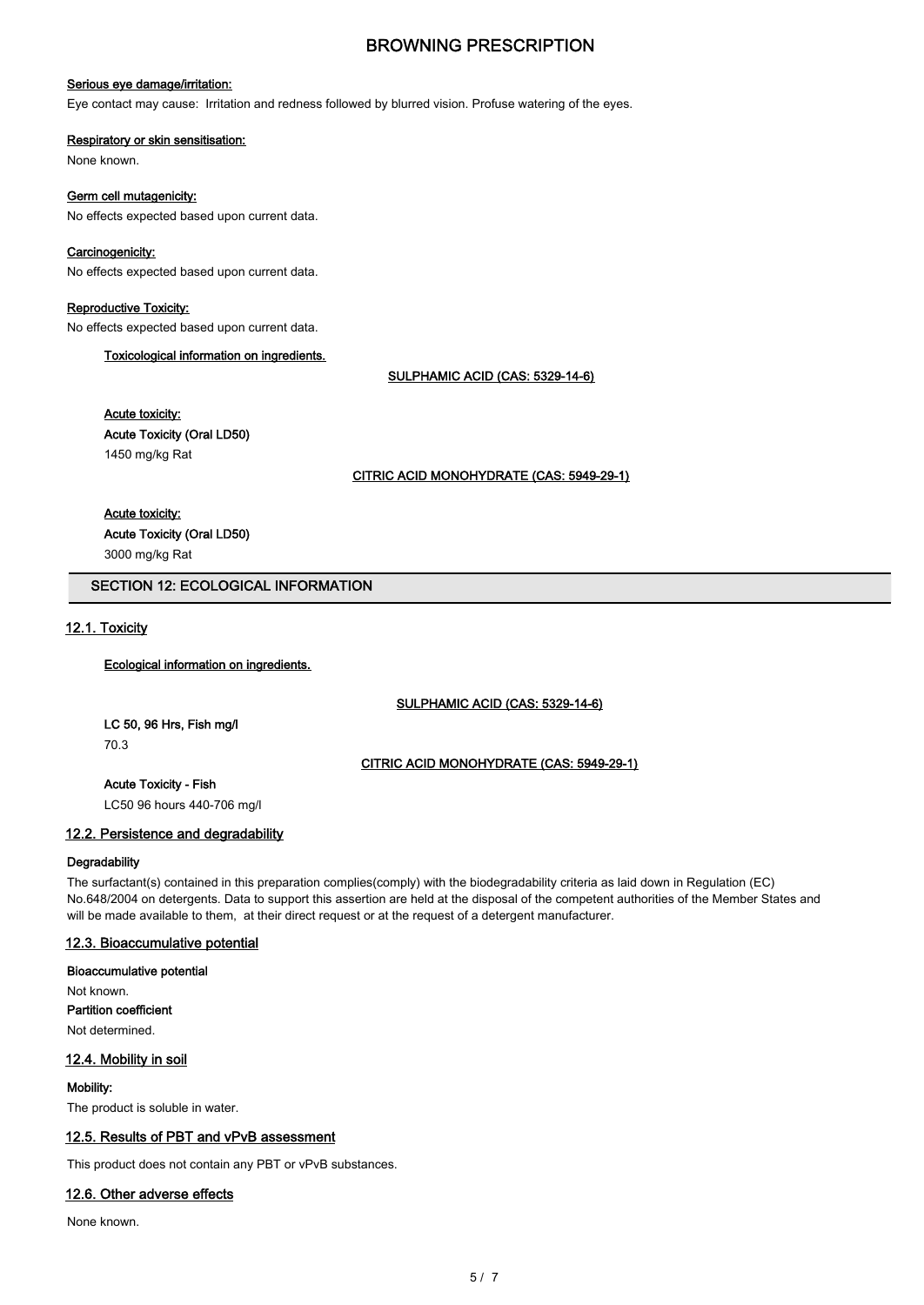**Serious eye damage/irritation:**

Eye contact may cause: Irritation and redness followed by blurred vision. Profuse watering of the eyes.

**Respiratory or skin sensitisation:**

None known.

**Germ cell mutagenicity:**

No effects expected based upon current data.

**Carcinogenicity:**

No effects expected based upon current data.

**Reproductive Toxicity:**

No effects expected based upon current data.

**Toxicological information on ingredients.**

**SULPHAMIC ACID (CAS: 5329-14-6)**

**Acute toxicity:**

**Acute Toxicity (Oral LD50)**

1450 mg/kg Rat

**CITRIC ACID MONOHYDRATE (CAS: 5949-29-1)**

**Acute toxicity:**

**Acute Toxicity (Oral LD50)**

3000 mg/kg Rat

## SECTION 12: ECOLOGICAL INFORMATION

### 12.1. Toxicity

**Ecological information on ingredients.**

**SULPHAMIC ACID (CAS: 5329-14-6)**

**LC 50, 96 Hrs, Fish mg/l**

70.3

**CITRIC ACID MONOHYDRATE (CAS: 5949-29-1)**

**Acute Toxicity - Fish**

LC50 96 hours 440-706 mg/l

### 12.2. Persistence and degradability

**Degradability**

The surfactant(s) contained in this preparation complies(comply) with the biodegradability criteria as laid down in Regulation (EC) No.648/2004 on detergents. Data to support this assertion are held at the disposal of the competent authorities of the Member States and will be made available to them, at their direct request or at the request of a detergent manufacturer.

### 12.3. Bioaccumulative potential

**Bioaccumulative potential**

Not known.

**Partition coefficient**

Not determined.

### 12.4. Mobility in soil

**Mobility:**

The product is soluble in water.

### 12.5. Results of PBT and vPvB assessment

This product does not contain any PBT or vPvB substances.

### 12.6. Other adverse effects

None known.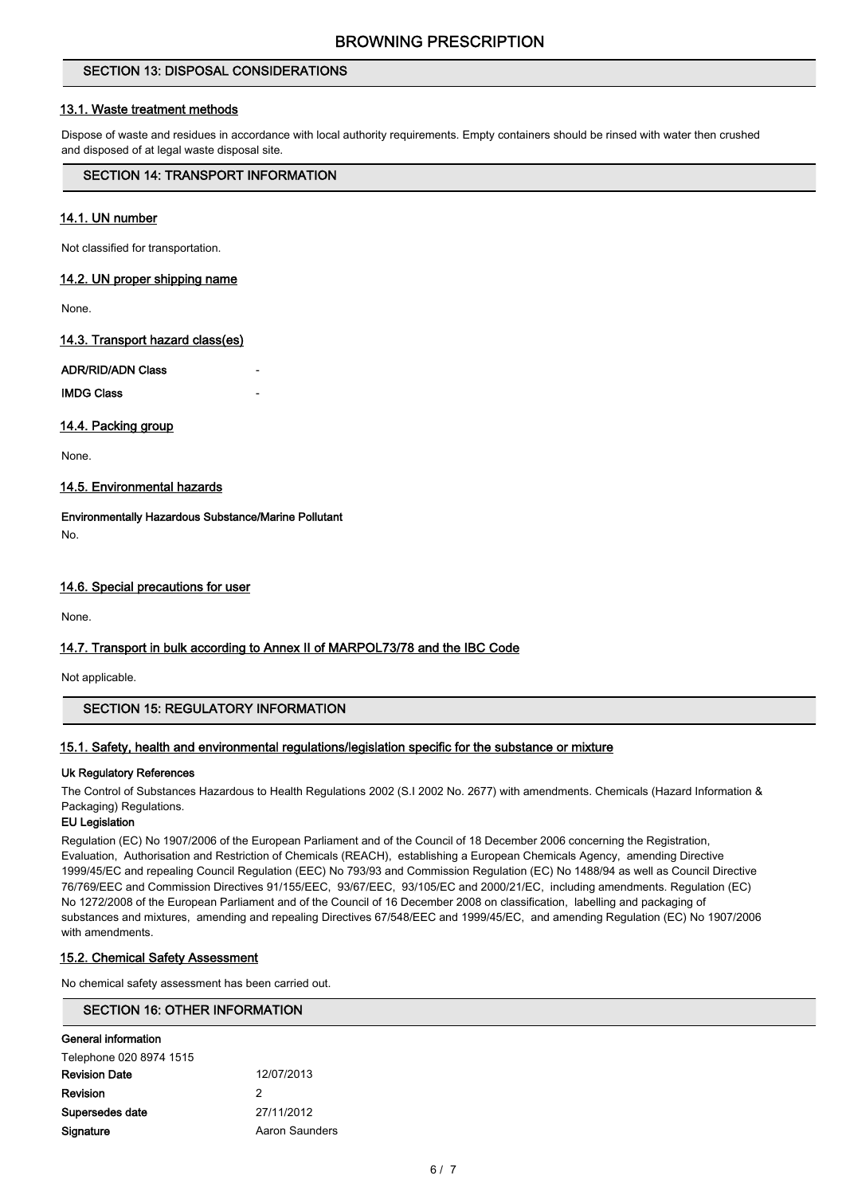## SECTION 13: DISPOSAL CONSIDERATIONS

### 13.1. Waste treatment methods

Dispose of waste and residues in accordance with local authority requirements. Empty containers should be rinsed with water then crushed and disposed of at legal waste disposal site.

## SECTION 14: TRANSPORT INFORMATION

### 14.1. UN number

Not classified for transportation.

### 14.2. UN proper shipping name

None.

### 14.3. Transport hazard class(es)

**ADR/RID/ADN Class** -

**IMDG Class** -

### 14.4. Packing group

None.

### 14.5. Environmental hazards

**Environmentally Hazardous Substance/Marine Pollutant**

No.

### 14.6. Special precautions for user

None.

### 14.7. Transport in bulk according to Annex II of MARPOL73/78 and the IBC Code

Not applicable.

## SECTION 15: REGULATORY INFORMATION

### 15.1. Safety, health and environmental regulations/legislation specific for the substance or mixture

**Uk Regulatory References**

The Control of Substances Hazardous to Health Regulations 2002 (S.I 2002 No. 2677) with amendments. Chemicals (Hazard Information & Packaging) Regulations.

**EU Legislation**

Regulation (EC) No 1907/2006 of the European Parliament and of the Council of 18 December 2006 concerning the Registration, Evaluation, Authorisation and Restriction of Chemicals (REACH), establishing a European Chemicals Agency, amending Directive 1999/45/EC and repealing Council Regulation (EEC) No 793/93 and Commission Regulation (EC) No 1488/94 as well as Council Directive 76/769/EEC and Commission Directives 91/155/EEC, 93/67/EEC, 93/105/EC and 2000/21/EC, including amendments. Regulation (EC) No 1272/2008 of the European Parliament and of the Council of 16 December 2008 on classification, labelling and packaging of substances and mixtures, amending and repealing Directives 67/548/EEC and 1999/45/EC, and amending Regulation (EC) No 1907/2006 with amendments.

### 15.2. Chemical Safety Assessment

No chemical safety assessment has been carried out.

## SECTION 16: OTHER INFORMATION

**General information**

Telephone 020 8974 1515

**Revision Date** 12/07/2013

**Revision** 2

**Supersedes date** 27/11/2012

**Signature** Aaron Saunders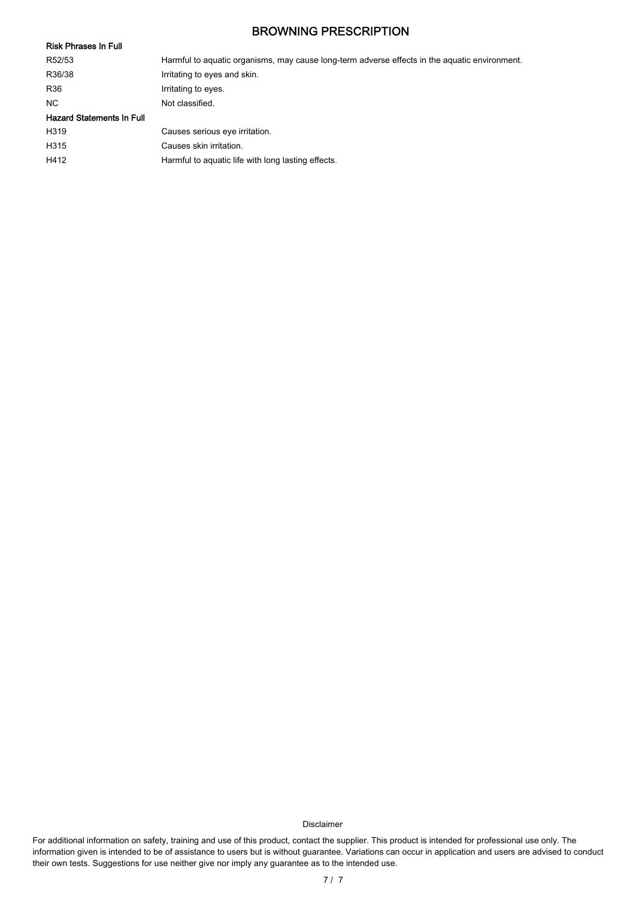**Risk Phrases In Full**

| | |
|---|---|
| R52/53 | Harmful to aquatic organisms, may cause long-term adverse effects in the aquatic environment. |
| R36/38 | Irritating to eyes and skin. |
| R36 | Irritating to eyes. |
| NC | Not classified. |

**Hazard Statements In Full**

| | |
|---|---|
| H319 | Causes serious eye irritation. |
| H315 | Causes skin irritation. |
| H412 | Harmful to aquatic life with long lasting effects. |

Disclaimer

For additional information on safety, training and use of this product, contact the supplier. This product is intended for professional use only. The information given is intended to be of assistance to users but is without guarantee. Variations can occur in application and users are advised to conduct their own tests. Suggestions for use neither give nor imply any guarantee as to the intended use.